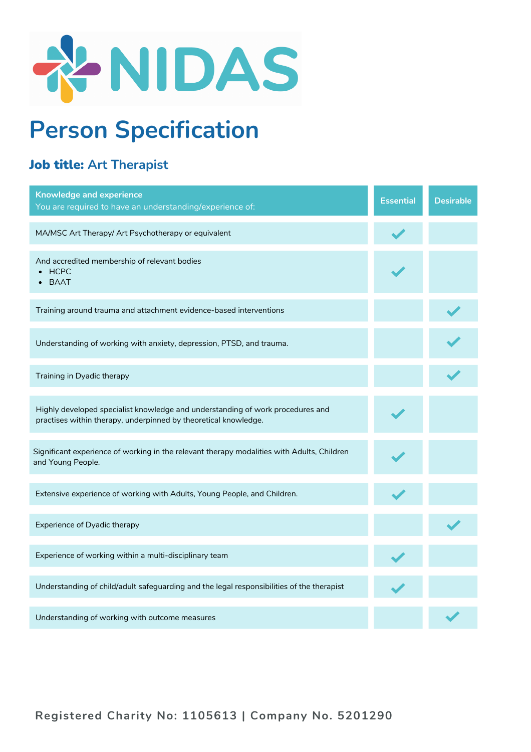NIDAS

# Person Specification

## **Job title:** Art Therapist

| Knowledge and experience<br>You are required to have an understanding/experience of: | Essential | Desirable |
|---|---|---|
| MA/MSC Art Therapy/ Art Psychotherapy or equivalent | ✔ | |
| And accredited membership of relevant bodies<br>• HCPC<br>• BAAT | ✔ | |
| Training around trauma and attachment evidence-based interventions | | ✔ |
| Understanding of working with anxiety, depression, PTSD, and trauma. | | ✔ |
| Training in Dyadic therapy | | ✔ |
| Highly developed specialist knowledge and understanding of work procedures and practises within therapy, underpinned by theoretical knowledge. | ✔ | |
| Significant experience of working in the relevant therapy modalities with Adults, Children and Young People. | ✔ | |
| Extensive experience of working with Adults, Young People, and Children. | ✔ | |
| Experience of Dyadic therapy | | ✔ |
| Experience of working within a multi-disciplinary team | ✔ | |
| Understanding of child/adult safeguarding and the legal responsibilities of the therapist | ✔ | |
| Understanding of working with outcome measures | | ✔ |

Registered Charity No: 1105613 | Company No. 5201290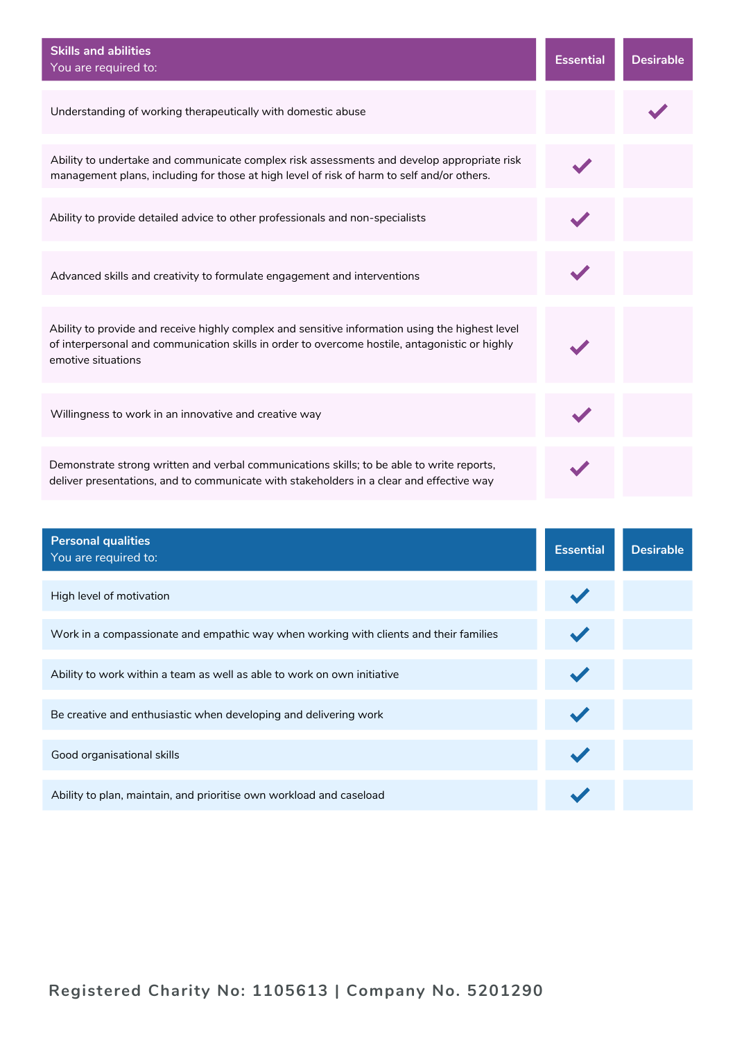| Skills and abilities<br>You are required to: | Essential | Desirable |
|---|---|---|
| Understanding of working therapeutically with domestic abuse | | ✓ |
| Ability to undertake and communicate complex risk assessments and develop appropriate risk management plans, including for those at high level of risk of harm to self and/or others. | ✓ | |
| Ability to provide detailed advice to other professionals and non-specialists | ✓ | |
| Advanced skills and creativity to formulate engagement and interventions | ✓ | |
| Ability to provide and receive highly complex and sensitive information using the highest level of interpersonal and communication skills in order to overcome hostile, antagonistic or highly emotive situations | ✓ | |
| Willingness to work in an innovative and creative way | ✓ | |
| Demonstrate strong written and verbal communications skills; to be able to write reports, deliver presentations, and to communicate with stakeholders in a clear and effective way | ✓ | |

| Personal qualities<br>You are required to: | Essential | Desirable |
|---|---|---|
| High level of motivation | ✓ | |
| Work in a compassionate and empathic way when working with clients and their families | ✓ | |
| Ability to work within a team as well as able to work on own initiative | ✓ | |
| Be creative and enthusiastic when developing and delivering work | ✓ | |
| Good organisational skills | ✓ | |
| Ability to plan, maintain, and prioritise own workload and caseload | ✓ | |

Registered Charity No: 1105613 | Company No. 5201290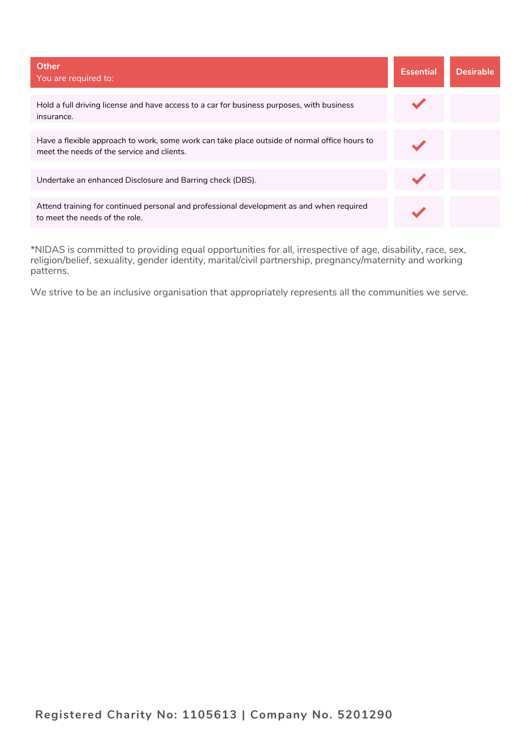| Other<br>You are required to: | Essential | Desirable |
|---|---|---|
| Hold a full driving license and have access to a car for business purposes, with business insurance. | ✔ | |
| Have a flexible approach to work, some work can take place outside of normal office hours to meet the needs of the service and clients. | ✔ | |
| Undertake an enhanced Disclosure and Barring check (DBS). | ✔ | |
| Attend training for continued personal and professional development as and when required to meet the needs of the role. | ✔ | |

*NIDAS is committed to providing equal opportunities for all, irrespective of age, disability, race, sex, religion/belief, sexuality, gender identity, marital/civil partnership, pregnancy/maternity and working patterns.

We strive to be an inclusive organisation that appropriately represents all the communities we serve.

**Registered Charity No: 1105613 | Company No. 5201290**